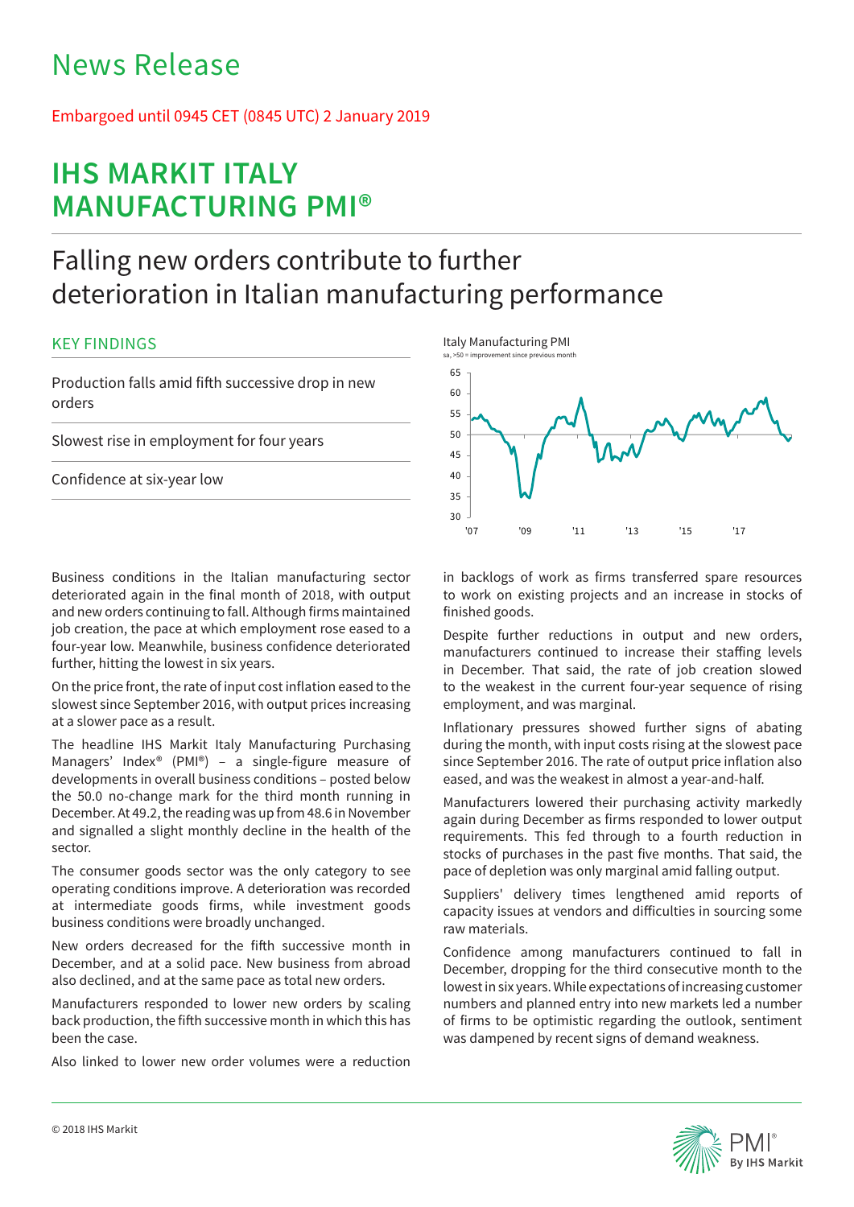# News Release

Embargoed until 0945 CET (0845 UTC) 2 January 2019

# IHS MARKIT ITALY MANUFACTURING PMI®

## Falling new orders contribute to further deterioration in Italian manufacturing performance

### KEY FINDINGS

Production falls amid fifth successive drop in new orders

Slowest rise in employment for four years

Confidence at six-year low

Italy Manufacturing PMI
sa, >50 = improvement since previous month

Business conditions in the Italian manufacturing sector deteriorated again in the final month of 2018, with output and new orders continuing to fall. Although firms maintained job creation, the pace at which employment rose eased to a four-year low. Meanwhile, business confidence deteriorated further, hitting the lowest in six years.

On the price front, the rate of input cost inflation eased to the slowest since September 2016, with output prices increasing at a slower pace as a result.

The headline IHS Markit Italy Manufacturing Purchasing Managers' Index® (PMI®) – a single-figure measure of developments in overall business conditions – posted below the 50.0 no-change mark for the third month running in December. At 49.2, the reading was up from 48.6 in November and signalled a slight monthly decline in the health of the sector.

The consumer goods sector was the only category to see operating conditions improve. A deterioration was recorded at intermediate goods firms, while investment goods business conditions were broadly unchanged.

New orders decreased for the fifth successive month in December, and at a solid pace. New business from abroad also declined, and at the same pace as total new orders.

Manufacturers responded to lower new orders by scaling back production, the fifth successive month in which this has been the case.

Also linked to lower new order volumes were a reduction in backlogs of work as firms transferred spare resources to work on existing projects and an increase in stocks of finished goods.

Despite further reductions in output and new orders, manufacturers continued to increase their staffing levels in December. That said, the rate of job creation slowed to the weakest in the current four-year sequence of rising employment, and was marginal.

Inflationary pressures showed further signs of abating during the month, with input costs rising at the slowest pace since September 2016. The rate of output price inflation also eased, and was the weakest in almost a year-and-half.

Manufacturers lowered their purchasing activity markedly again during December as firms responded to lower output requirements. This fed through to a fourth reduction in stocks of purchases in the past five months. That said, the pace of depletion was only marginal amid falling output.

Suppliers' delivery times lengthened amid reports of capacity issues at vendors and difficulties in sourcing some raw materials.

Confidence among manufacturers continued to fall in December, dropping for the third consecutive month to the lowest in six years. While expectations of increasing customer numbers and planned entry into new markets led a number of firms to be optimistic regarding the outlook, sentiment was dampened by recent signs of demand weakness.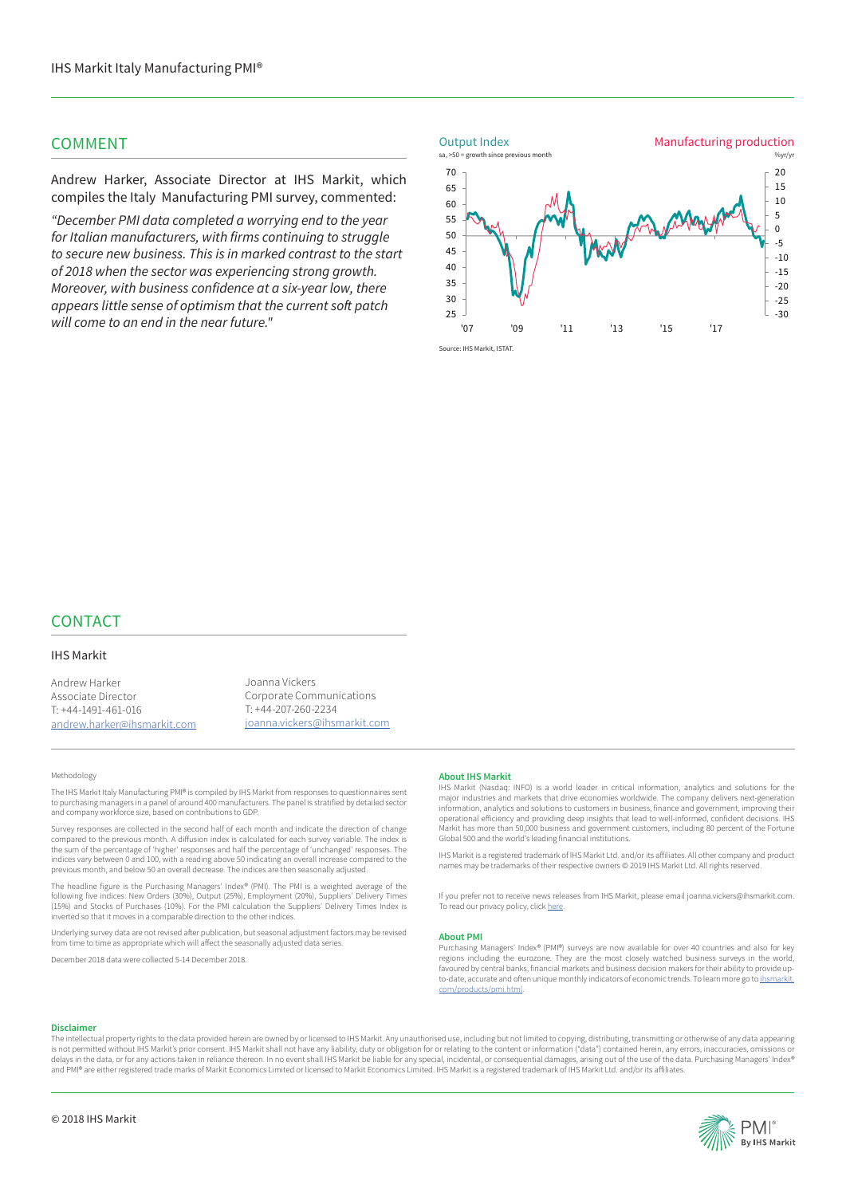## COMMENT

Andrew Harker, Associate Director at IHS Markit, which compiles the Italy Manufacturing PMI survey, commented:

*"December PMI data completed a worrying end to the year for Italian manufacturers, with firms continuing to struggle to secure new business. This is in marked contrast to the start of 2018 when the sector was experiencing strong growth. Moreover, with business confidence at a six-year low, there appears little sense of optimism that the current soft patch will come to an end in the near future."*

Output Index
sa, >50 = growth since previous month

Manufacturing production
%yr/yr

70
65
60
55
50
45
40
35
30
25

20
15
10
5
0
-5
-10
-15
-20
-25
-30

'07 '09 '11 '13 '15 '17

Source: IHS Markit, ISTAT.

## CONTACT

### IHS Markit

Andrew Harker
Associate Director
T: +44-1491-461-016
andrew.harker@ihsmarkit.com

Joanna Vickers
Corporate Communications
T: +44-207-260-2234
joanna.vickers@ihsmarkit.com

#### Methodology

The IHS Markit Italy Manufacturing PMI® is compiled by IHS Markit from responses to questionnaires sent to purchasing managers in a panel of around 400 manufacturers. The panel is stratified by detailed sector and company workforce size, based on contributions to GDP.

Survey responses are collected in the second half of each month and indicate the direction of change compared to the previous month. A diffusion index is calculated for each survey variable. The index is the sum of the percentage of 'higher' responses and half the percentage of 'unchanged' responses. The indices vary between 0 and 100, with a reading above 50 indicating an overall increase compared to the previous month, and below 50 an overall decrease. The indices are then seasonally adjusted.

The headline figure is the Purchasing Managers' Index® (PMI). The PMI is a weighted average of the following five indices: New Orders (30%), Output (25%), Employment (20%), Suppliers' Delivery Times (15%) and Stocks of Purchases (10%). For the PMI calculation the Suppliers' Delivery Times Index is inverted so that it moves in a comparable direction to the other indices.

Underlying survey data are not revised after publication, but seasonal adjustment factors may be revised from time to time as appropriate which will affect the seasonally adjusted data series.

December 2018 data were collected 5-14 December 2018.

#### About IHS Markit

IHS Markit (Nasdaq: INFO) is a world leader in critical information, analytics and solutions for the major industries and markets that drive economies worldwide. The company delivers next-generation information, analytics and solutions to customers in business, finance and government, improving their operational efficiency and providing deep insights that lead to well-informed, confident decisions. IHS Markit has more than 50,000 business and government customers, including 80 percent of the Fortune Global 500 and the world's leading financial institutions.

IHS Markit is a registered trademark of IHS Markit Ltd. and/or its affiliates. All other company and product names may be trademarks of their respective owners © 2019 IHS Markit Ltd. All rights reserved.

If you prefer not to receive news releases from IHS Markit, please email joanna.vickers@ihsmarkit.com. To read our privacy policy, click here.

#### About PMI

Purchasing Managers' Index® (PMI®) surveys are now available for over 40 countries and also for key regions including the eurozone. They are the most closely watched business surveys in the world, favoured by central banks, financial markets and business decision makers for their ability to provide up-to-date, accurate and often unique monthly indicators of economic trends. To learn more go to ihsmarkit.com/products/pmi.html.

#### Disclaimer

The intellectual property rights to the data provided herein are owned by or licensed to IHS Markit. Any unauthorised use, including but not limited to copying, distributing, transmitting or otherwise of any data appearing is not permitted without IHS Markit's prior consent. IHS Markit shall not have any liability, duty or obligation for or relating to the content or information ("data") contained herein, any errors, inaccuracies, omissions or delays in the data, or for any actions taken in reliance thereon. In no event shall IHS Markit be liable for any special, incidental, or consequential damages, arising out of the use of the data. Purchasing Managers' Index® and PMI® are either registered trade marks of Markit Economics Limited or licensed to Markit Economics Limited. IHS Markit is a registered trademark of IHS Markit Ltd. and/or its affiliates.

© 2018 IHS Markit